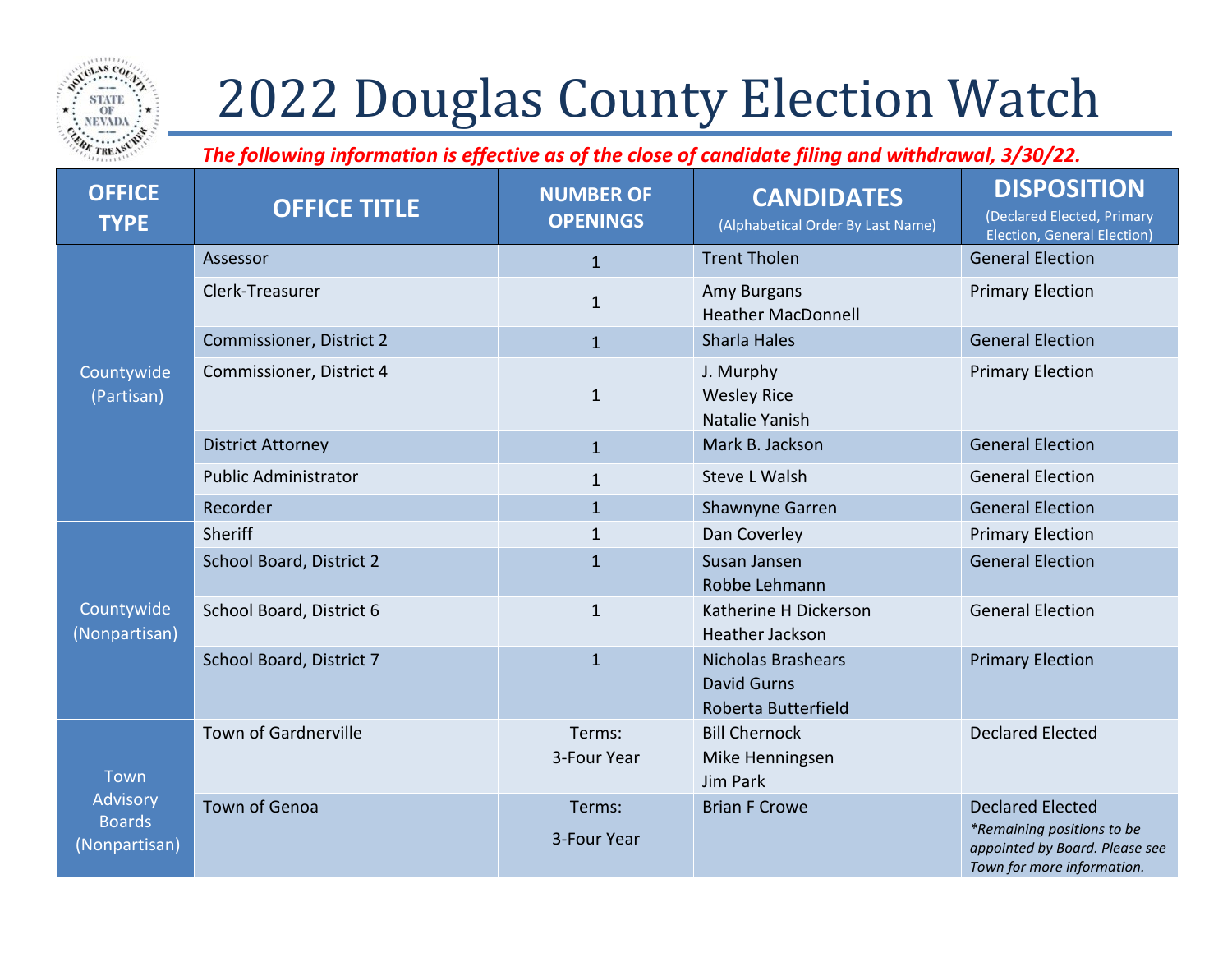# 2022 Douglas County Election Watch

***The following information is effective as of the close of candidate filing and withdrawal, 3/30/22.***

| OFFICE TYPE | OFFICE TITLE | NUMBER OF OPENINGS | CANDIDATES (Alphabetical Order By Last Name) | DISPOSITION (Declared Elected, Primary Election, General Election) |
|---|---|---|---|---|
| Countywide (Partisan) | Assessor | 1 | Trent Tholen | General Election |
| | Clerk-Treasurer | 1 | Amy Burgans<br>Heather MacDonnell | Primary Election |
| | Commissioner, District 2 | 1 | Sharla Hales | General Election |
| | Commissioner, District 4 | 1 | J. Murphy<br>Wesley Rice<br>Natalie Yanish | Primary Election |
| | District Attorney | 1 | Mark B. Jackson | General Election |
| | Public Administrator | 1 | Steve L Walsh | General Election |
| | Recorder | 1 | Shawnyne Garren | General Election |
| Countywide (Nonpartisan) | Sheriff | 1 | Dan Coverley | Primary Election |
| | School Board, District 2 | 1 | Susan Jansen<br>Robbe Lehmann | General Election |
| | School Board, District 6 | 1 | Katherine H Dickerson<br>Heather Jackson | General Election |
| | School Board, District 7 | 1 | Nicholas Brashears<br>David Gurns<br>Roberta Butterfield | Primary Election |
| Town Advisory Boards (Nonpartisan) | Town of Gardnerville | Terms:<br>3-Four Year | Bill Chernock<br>Mike Henningsen<br>Jim Park | Declared Elected |
| | Town of Genoa | Terms:<br>3-Four Year | Brian F Crowe | Declared Elected<br>*\*Remaining positions to be appointed by Board. Please see Town for more information.* |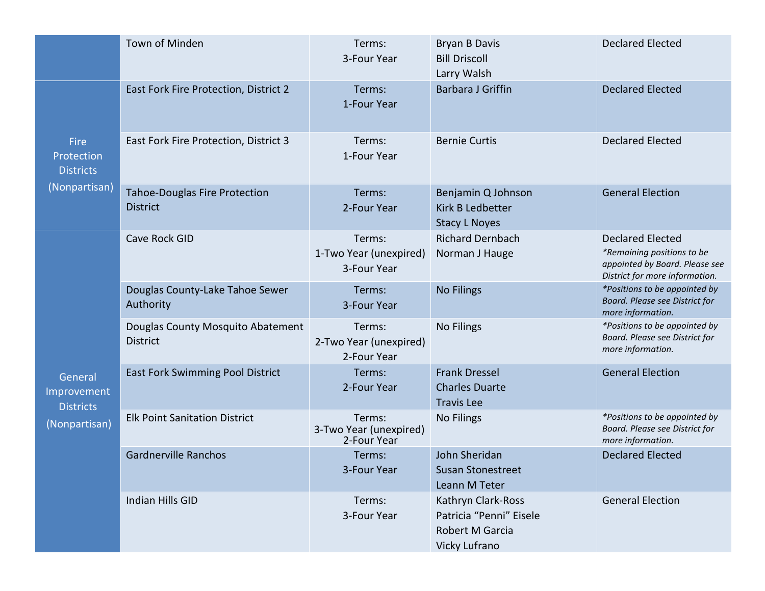| | | | | |
|---|---|---|---|---|
| | Town of Minden | Terms: 3-Four Year | Bryan B Davis<br>Bill Driscoll<br>Larry Walsh | Declared Elected |
| Fire Protection Districts (Nonpartisan) | East Fork Fire Protection, District 2 | Terms: 1-Four Year | Barbara J Griffin | Declared Elected |
| | East Fork Fire Protection, District 3 | Terms: 1-Four Year | Bernie Curtis | Declared Elected |
| | Tahoe-Douglas Fire Protection District | Terms: 2-Four Year | Benjamin Q Johnson<br>Kirk B Ledbetter<br>Stacy L Noyes | General Election |
| General Improvement Districts (Nonpartisan) | Cave Rock GID | Terms: 1-Two Year (unexpired)<br>3-Four Year | Richard Dernbach<br>Norman J Hauge | Declared Elected<br>*Remaining positions to be appointed by Board. Please see District for more information.* |
| | Douglas County-Lake Tahoe Sewer Authority | Terms: 3-Four Year | No Filings | *Positions to be appointed by Board. Please see District for more information.* |
| | Douglas County Mosquito Abatement District | Terms: 2-Two Year (unexpired)<br>2-Four Year | No Filings | *Positions to be appointed by Board. Please see District for more information.* |
| | East Fork Swimming Pool District | Terms: 2-Four Year | Frank Dressel<br>Charles Duarte<br>Travis Lee | General Election |
| | Elk Point Sanitation District | Terms: 3-Two Year (unexpired)<br>2-Four Year | No Filings | *Positions to be appointed by Board. Please see District for more information.* |
| | Gardnerville Ranchos | Terms: 3-Four Year | John Sheridan<br>Susan Stonestreet<br>Leann M Teter | Declared Elected |
| | Indian Hills GID | Terms: 3-Four Year | Kathryn Clark-Ross<br>Patricia "Penni" Eisele<br>Robert M Garcia<br>Vicky Lufrano | General Election |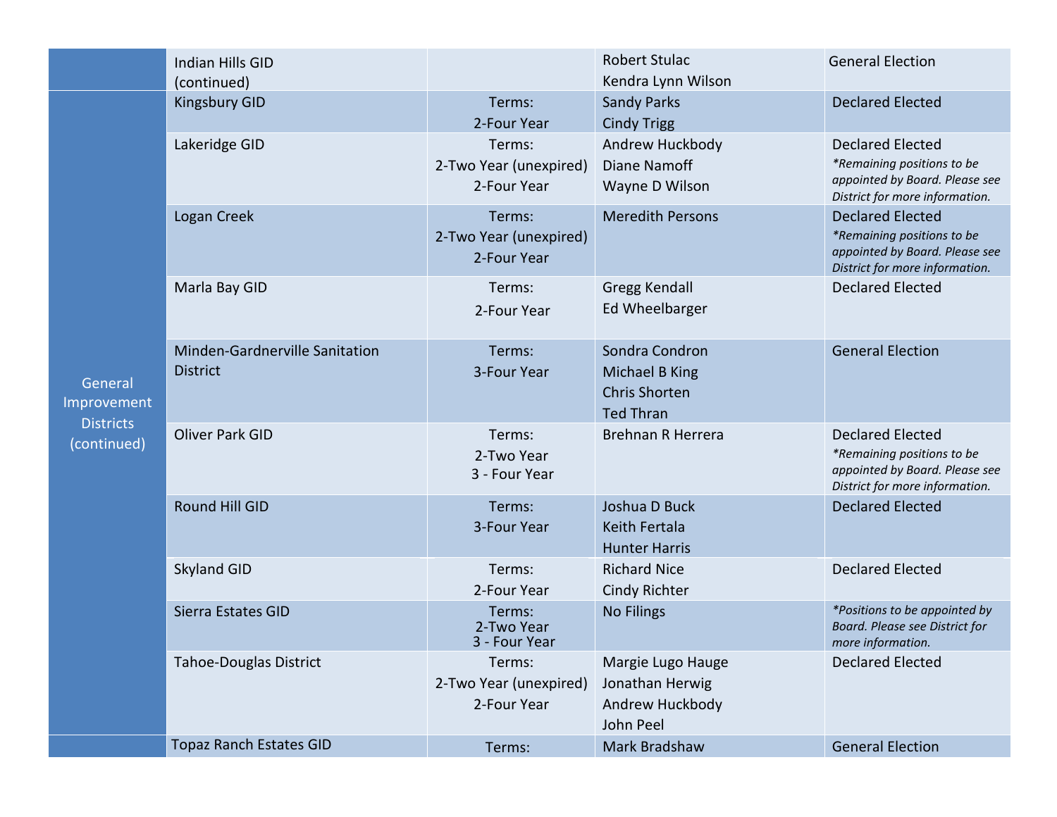| | | | | |
|---|---|---|---|---|
| | Indian Hills GID (continued) | | Robert Stulac<br>Kendra Lynn Wilson | General Election |
| General Improvement Districts (continued) | Kingsbury GID | Terms:<br>2-Four Year | Sandy Parks<br>Cindy Trigg | Declared Elected |
| | Lakeridge GID | Terms:<br>2-Two Year (unexpired)<br>2-Four Year | Andrew Huckbody<br>Diane Namoff<br>Wayne D Wilson | Declared Elected<br>*Remaining positions to be appointed by Board. Please see District for more information.* |
| | Logan Creek | Terms:<br>2-Two Year (unexpired)<br>2-Four Year | Meredith Persons | Declared Elected<br>*Remaining positions to be appointed by Board. Please see District for more information.* |
| | Marla Bay GID | Terms:<br>2-Four Year | Gregg Kendall<br>Ed Wheelbarger | Declared Elected |
| | Minden-Gardnerville Sanitation District | Terms:<br>3-Four Year | Sondra Condron<br>Michael B King<br>Chris Shorten<br>Ted Thran | General Election |
| | Oliver Park GID | Terms:<br>2-Two Year<br>3 - Four Year | Brehnan R Herrera | Declared Elected<br>*Remaining positions to be appointed by Board. Please see District for more information.* |
| | Round Hill GID | Terms:<br>3-Four Year | Joshua D Buck<br>Keith Fertala<br>Hunter Harris | Declared Elected |
| | Skyland GID | Terms:<br>2-Four Year | Richard Nice<br>Cindy Richter | Declared Elected |
| | Sierra Estates GID | Terms:<br>2-Two Year<br>3 - Four Year | No Filings | *Positions to be appointed by Board. Please see District for more information.* |
| | Tahoe-Douglas District | Terms:<br>2-Two Year (unexpired)<br>2-Four Year | Margie Lugo Hauge<br>Jonathan Herwig<br>Andrew Huckbody<br>John Peel | Declared Elected |
| | Topaz Ranch Estates GID | Terms: | Mark Bradshaw | General Election |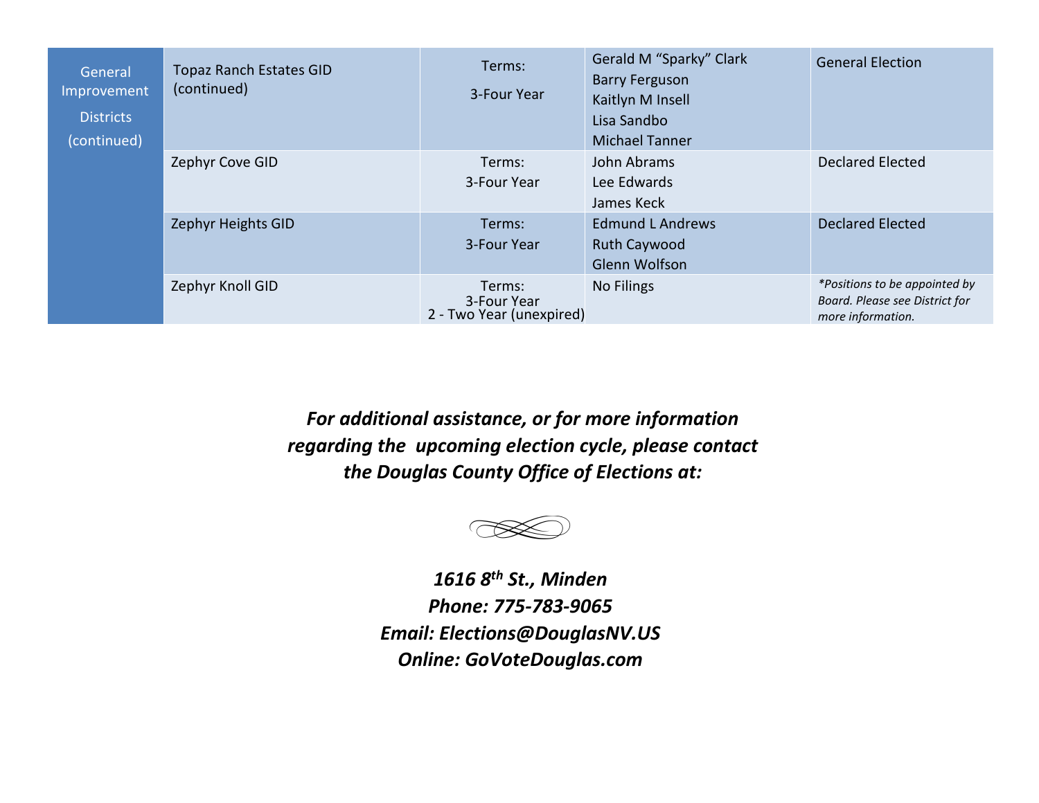| | | | | |
|---|---|---|---|---|
| General Improvement Districts (continued) | Topaz Ranch Estates GID (continued) | Terms: 3-Four Year | Gerald M "Sparky" Clark<br>Barry Ferguson<br>Kaitlyn M Insell<br>Lisa Sandbo<br>Michael Tanner | General Election |
| | Zephyr Cove GID | Terms: 3-Four Year | John Abrams<br>Lee Edwards<br>James Keck | Declared Elected |
| | Zephyr Heights GID | Terms: 3-Four Year | Edmund L Andrews<br>Ruth Caywood<br>Glenn Wolfson | Declared Elected |
| | Zephyr Knoll GID | Terms: 3-Four Year<br>2 - Two Year (unexpired) | No Filings | *\*Positions to be appointed by Board. Please see District for more information.* |

***For additional assistance, or for more information regarding the upcoming election cycle, please contact the Douglas County Office of Elections at:***

***1616 8th St., Minden***
***Phone: 775-783-9065***
***Email: Elections@DouglasNV.US***
***Online: GoVoteDouglas.com***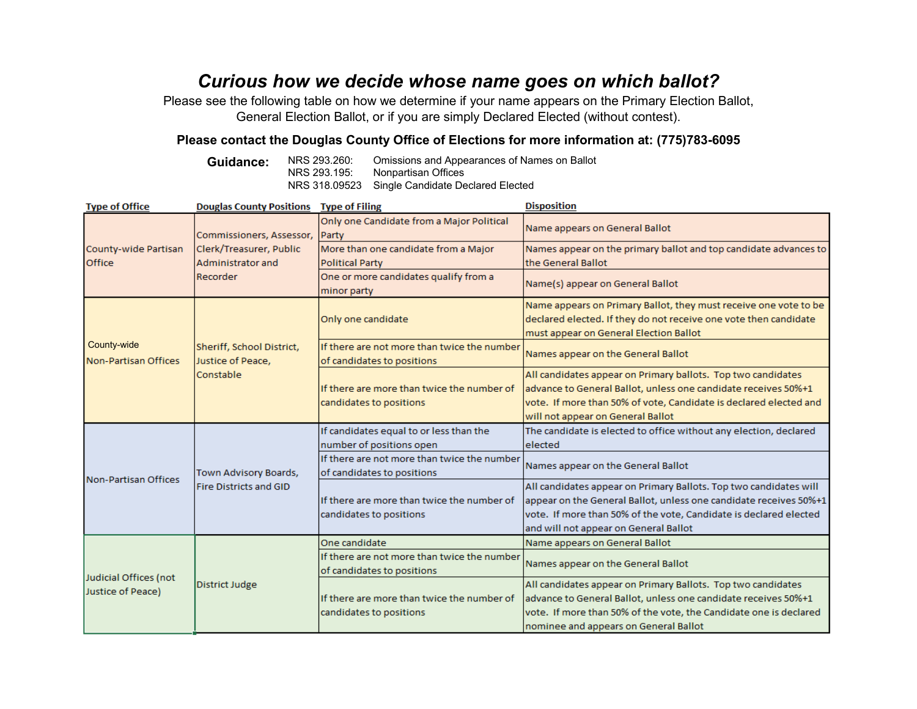# *Curious how we decide whose name goes on which ballot?*

Please see the following table on how we determine if your name appears on the Primary Election Ballot, General Election Ballot, or if you are simply Declared Elected (without contest).

**Please contact the Douglas County Office of Elections for more information at: (775)783-6095**

**Guidance:**

| | |
|---|---|
| NRS 293.260: | Omissions and Appearances of Names on Ballot |
| NRS 293.195: | Nonpartisan Offices |
| NRS 318.09523 | Single Candidate Declared Elected |

| Type of Office | Douglas County Positions | Type of Filing | Disposition |
|---|---|---|---|
| County-wide Partisan Office | Commissioners, Assessor, Clerk/Treasurer, Public Administrator and Recorder | Only one Candidate from a Major Political Party | Name appears on General Ballot |
| | | More than one candidate from a Major Political Party | Names appear on the primary ballot and top candidate advances to the General Ballot |
| | | One or more candidates qualify from a minor party | Name(s) appear on General Ballot |
| County-wide Non-Partisan Offices | Sheriff, School District, Justice of Peace, Constable | Only one candidate | Name appears on Primary Ballot, they must receive one vote to be declared elected. If they do not receive one vote then candidate must appear on General Election Ballot |
| | | If there are not more than twice the number of candidates to positions | Names appear on the General Ballot |
| | | If there are more than twice the number of candidates to positions | All candidates appear on Primary ballots. Top two candidates advance to General Ballot, unless one candidate receives 50%+1 vote. If more than 50% of vote, Candidate is declared elected and will not appear on General Ballot |
| Non-Partisan Offices | Town Advisory Boards, Fire Districts and GID | If candidates equal to or less than the number of positions open | The candidate is elected to office without any election, declared elected |
| | | If there are not more than twice the number of candidates to positions | Names appear on the General Ballot |
| | | If there are more than twice the number of candidates to positions | All candidates appear on Primary Ballots. Top two candidates will appear on the General Ballot, unless one candidate receives 50%+1 vote. If more than 50% of the vote, Candidate is declared elected and will not appear on General Ballot |
| Judicial Offices (not Justice of Peace) | District Judge | One candidate | Name appears on General Ballot |
| | | If there are not more than twice the number of candidates to positions | Names appear on the General Ballot |
| | | If there are more than twice the number of candidates to positions | All candidates appear on Primary Ballots. Top two candidates advance to General Ballot, unless one candidate receives 50%+1 vote. If more than 50% of the vote, the Candidate one is declared nominee and appears on General Ballot |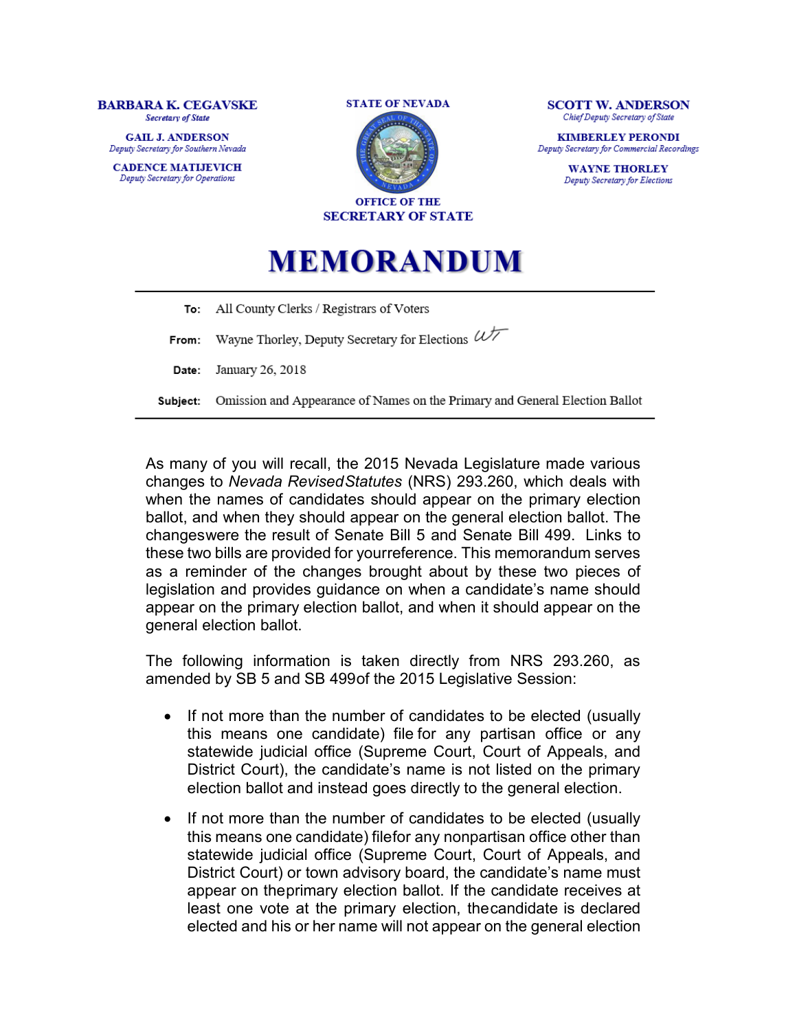**BARBARA K. CEGAVSKE**
*Secretary of State*

**GAIL J. ANDERSON**
*Deputy Secretary for Southern Nevada*

**CADENCE MATIJEVICH**
*Deputy Secretary for Operations*

**STATE OF NEVADA**

**OFFICE OF THE**
**SECRETARY OF STATE**

**SCOTT W. ANDERSON**
*Chief Deputy Secretary of State*

**KIMBERLEY PERONDI**
*Deputy Secretary for Commercial Recordings*

**WAYNE THORLEY**
*Deputy Secretary for Elections*

# MEMORANDUM

**To:** All County Clerks / Registrars of Voters

**From:** Wayne Thorley, Deputy Secretary for Elections *WT*

**Date:** January 26, 2018

**Subject:** Omission and Appearance of Names on the Primary and General Election Ballot

As many of you will recall, the 2015 Nevada Legislature made various changes to *Nevada Revised Statutes* (NRS) 293.260, which deals with when the names of candidates should appear on the primary election ballot, and when they should appear on the general election ballot. The changes were the result of Senate Bill 5 and Senate Bill 499. Links to these two bills are provided for your reference. This memorandum serves as a reminder of the changes brought about by these two pieces of legislation and provides guidance on when a candidate's name should appear on the primary election ballot, and when it should appear on the general election ballot.

The following information is taken directly from NRS 293.260, as amended by SB 5 and SB 499 of the 2015 Legislative Session:

- If not more than the number of candidates to be elected (usually this means one candidate) file for any partisan office or any statewide judicial office (Supreme Court, Court of Appeals, and District Court), the candidate's name is not listed on the primary election ballot and instead goes directly to the general election.

- If not more than the number of candidates to be elected (usually this means one candidate) file for any nonpartisan office other than statewide judicial office (Supreme Court, Court of Appeals, and District Court) or town advisory board, the candidate's name must appear on the primary election ballot. If the candidate receives at least one vote at the primary election, the candidate is declared elected and his or her name will not appear on the general election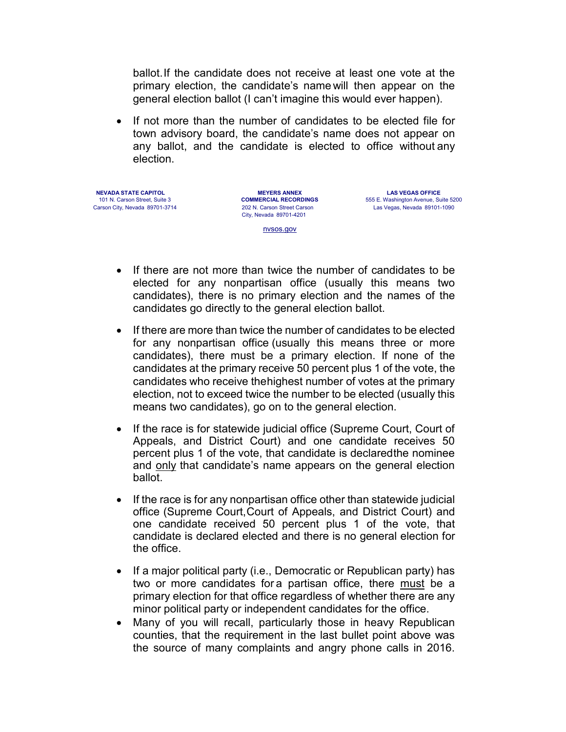ballot. If the candidate does not receive at least one vote at the primary election, the candidate's name will then appear on the general election ballot (I can't imagine this would ever happen).

- If not more than the number of candidates to be elected file for town advisory board, the candidate's name does not appear on any ballot, and the candidate is elected to office without any election.

- If there are not more than twice the number of candidates to be elected for any nonpartisan office (usually this means two candidates), there is no primary election and the names of the candidates go directly to the general election ballot.

- If there are more than twice the number of candidates to be elected for any nonpartisan office (usually this means three or more candidates), there must be a primary election. If none of the candidates at the primary receive 50 percent plus 1 of the vote, the candidates who receive the highest number of votes at the primary election, not to exceed twice the number to be elected (usually this means two candidates), go on to the general election.

- If the race is for statewide judicial office (Supreme Court, Court of Appeals, and District Court) and one candidate receives 50 percent plus 1 of the vote, that candidate is declared the nominee and <u>only</u> that candidate's name appears on the general election ballot.

- If the race is for any nonpartisan office other than statewide judicial office (Supreme Court, Court of Appeals, and District Court) and one candidate received 50 percent plus 1 of the vote, that candidate is declared elected and there is no general election for the office.

- If a major political party (i.e., Democratic or Republican party) has two or more candidates for a partisan office, there <u>must</u> be a primary election for that office regardless of whether there are any minor political party or independent candidates for the office.

- Many of you will recall, particularly those in heavy Republican counties, that the requirement in the last bullet point above was the source of many complaints and angry phone calls in 2016.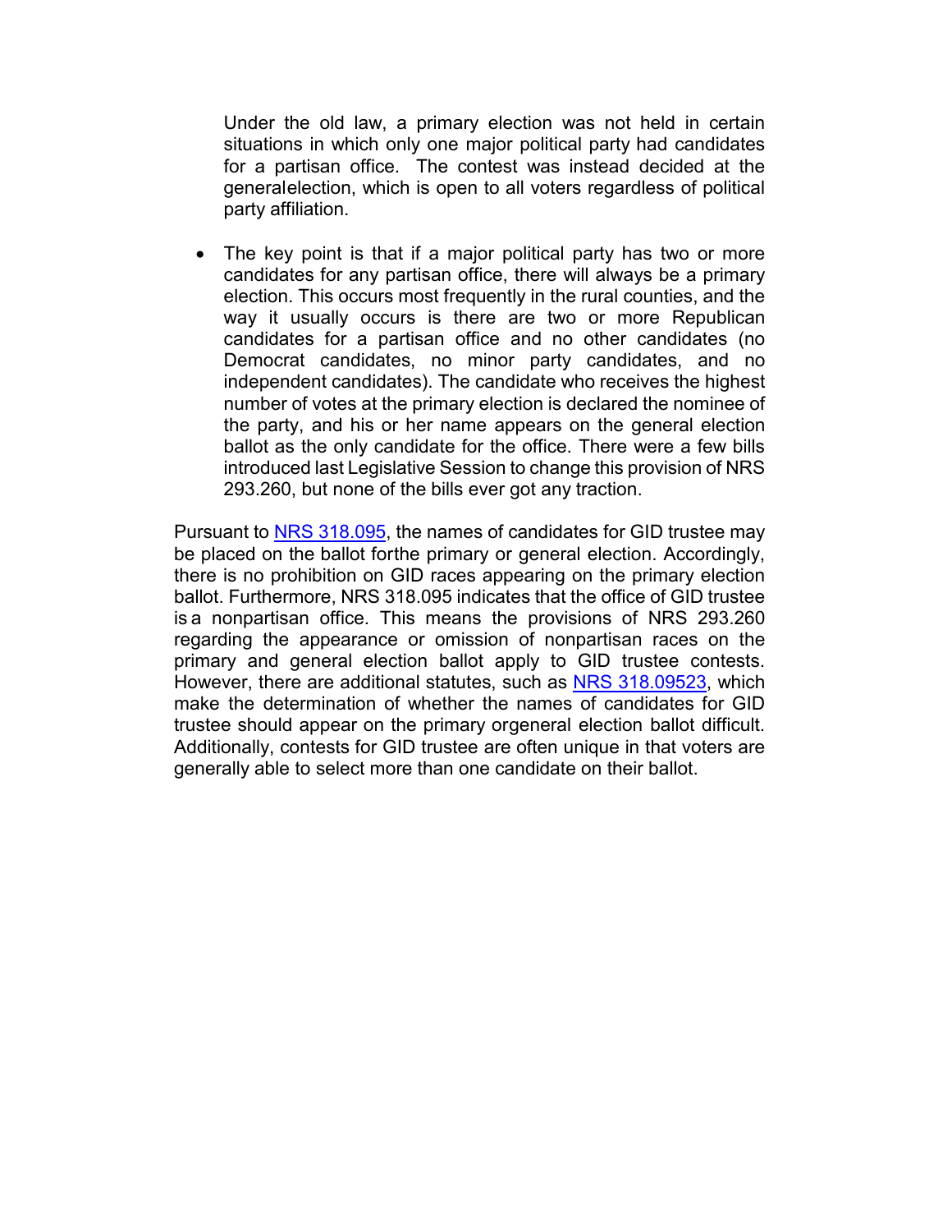Under the old law, a primary election was not held in certain situations in which only one major political party had candidates for a partisan office. The contest was instead decided at the general election, which is open to all voters regardless of political party affiliation.

- The key point is that if a major political party has two or more candidates for any partisan office, there will always be a primary election. This occurs most frequently in the rural counties, and the way it usually occurs is there are two or more Republican candidates for a partisan office and no other candidates (no Democrat candidates, no minor party candidates, and no independent candidates). The candidate who receives the highest number of votes at the primary election is declared the nominee of the party, and his or her name appears on the general election ballot as the only candidate for the office. There were a few bills introduced last Legislative Session to change this provision of NRS 293.260, but none of the bills ever got any traction.

Pursuant to NRS 318.095, the names of candidates for GID trustee may be placed on the ballot for the primary or general election. Accordingly, there is no prohibition on GID races appearing on the primary election ballot. Furthermore, NRS 318.095 indicates that the office of GID trustee is a nonpartisan office. This means the provisions of NRS 293.260 regarding the appearance or omission of nonpartisan races on the primary and general election ballot apply to GID trustee contests. However, there are additional statutes, such as NRS 318.09523, which make the determination of whether the names of candidates for GID trustee should appear on the primary or general election ballot difficult. Additionally, contests for GID trustee are often unique in that voters are generally able to select more than one candidate on their ballot.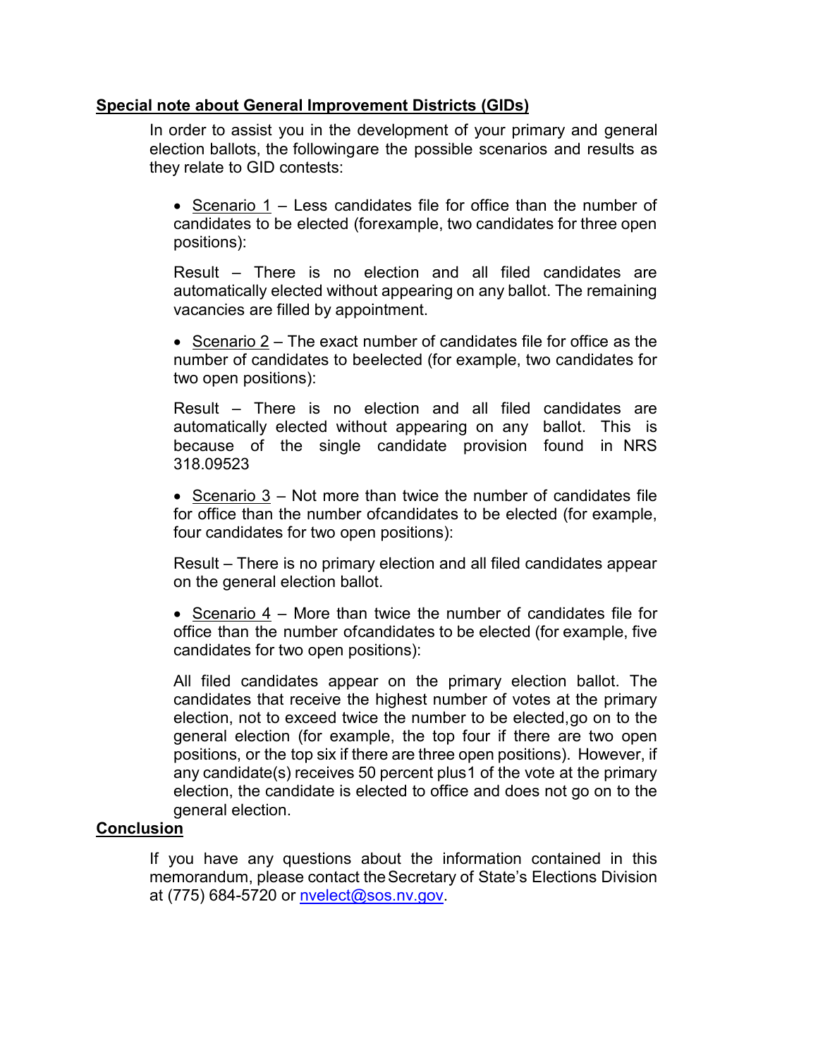**Special note about General Improvement Districts (GIDs)**

In order to assist you in the development of your primary and general election ballots, the followingare the possible scenarios and results as they relate to GID contests:

- Scenario 1 – Less candidates file for office than the number of candidates to be elected (forexample, two candidates for three open positions):

  Result – There is no election and all filed candidates are automatically elected without appearing on any ballot. The remaining vacancies are filled by appointment.

- Scenario 2 – The exact number of candidates file for office as the number of candidates to beelected (for example, two candidates for two open positions):

  Result – There is no election and all filed candidates are automatically elected without appearing on any ballot. This is because of the single candidate provision found in NRS 318.09523

- Scenario 3 – Not more than twice the number of candidates file for office than the number ofcandidates to be elected (for example, four candidates for two open positions):

  Result – There is no primary election and all filed candidates appear on the general election ballot.

- Scenario 4 – More than twice the number of candidates file for office than the number ofcandidates to be elected (for example, five candidates for two open positions):

  All filed candidates appear on the primary election ballot. The candidates that receive the highest number of votes at the primary election, not to exceed twice the number to be elected,go on to the general election (for example, the top four if there are two open positions, or the top six if there are three open positions). However, if any candidate(s) receives 50 percent plus1 of the vote at the primary election, the candidate is elected to office and does not go on to the general election.

**Conclusion**

If you have any questions about the information contained in this memorandum, please contact the Secretary of State's Elections Division at (775) 684-5720 or nvelect@sos.nv.gov.